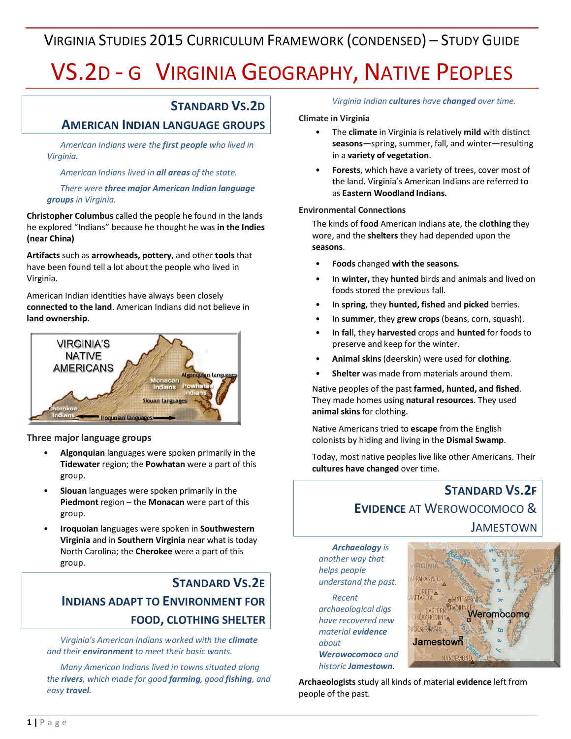# Virginia Studies 2015 Curriculum Framework (Condensed) – Study Guide

# VS.2D - G Virginia Geography, Native Peoples

## Standard VS.2D

## American Indian Language Groups

*American Indians were the **first people** who lived in Virginia.*

*American Indians lived in **all areas** of the state.*

*There were **three major American Indian language groups** in Virginia.*

**Christopher Columbus** called the people he found in the lands he explored "Indians" because he thought he was **in the Indies (near China)**

**Artifacts** such as **arrowheads, pottery**, and other **tools** that have been found tell a lot about the people who lived in Virginia.

American Indian identities have always been closely **connected to the land**. American Indians did not believe in **land ownership**.

### Three major language groups

- **Algonquian** languages were spoken primarily in the **Tidewater** region; the **Powhatan** were a part of this group.
- **Siouan** languages were spoken primarily in the **Piedmont** region – the **Monacan** were part of this group.
- **Iroquoian** languages were spoken in **Southwestern Virginia** and in **Southern Virginia** near what is today North Carolina; the **Cherokee** were a part of this group.

## Standard VS.2E

## Indians Adapt to Environment for Food, Clothing Shelter

*Virginia's American Indians worked with the **climate** and their **environment** to meet their basic wants.*

*Many American Indians lived in towns situated along the **rivers**, which made for good **farming**, good **fishing**, and easy **travel**.*

*Virginia Indian **cultures** have **changed** over time.*

### Climate in Virginia

- The **climate** in Virginia is relatively **mild** with distinct **seasons**—spring, summer, fall, and winter—resulting in a **variety of vegetation**.
- **Forests**, which have a variety of trees, cover most of the land. Virginia's American Indians are referred to as **Eastern Woodland Indians.**

### Environmental Connections

The kinds of **food** American Indians ate, the **clothing** they wore, and the **shelters** they had depended upon the **seasons**.

- **Foods** changed **with the seasons.**
- In **winter,** they **hunted** birds and animals and lived on foods stored the previous fall.
- In **spring,** they **hunted, fished** and **picked** berries.
- In **summer**, they **grew crops** (beans, corn, squash).
- In **fal**l, they **harvested** crops and **hunted** for foods to preserve and keep for the winter.
- **Animal skins** (deerskin) were used for **clothing**.
- **Shelter** was made from materials around them.

Native peoples of the past **farmed, hunted, and fished**. They made homes using **natural resources**. They used **animal skins** for clothing.

Native Americans tried to **escape** from the English colonists by hiding and living in the **Dismal Swamp**.

Today, most native peoples live like other Americans. Their **cultures have changed** over time.

## Standard VS.2F

## Evidence at Werowocomoco & Jamestown

***Archaeology** is another way that helps people understand the past.*

*Recent archaeological digs have recovered new material **evidence** about **Werowocomoco** and historic **Jamestown**.*

**Archaeologists** study all kinds of material **evidence** left from people of the past.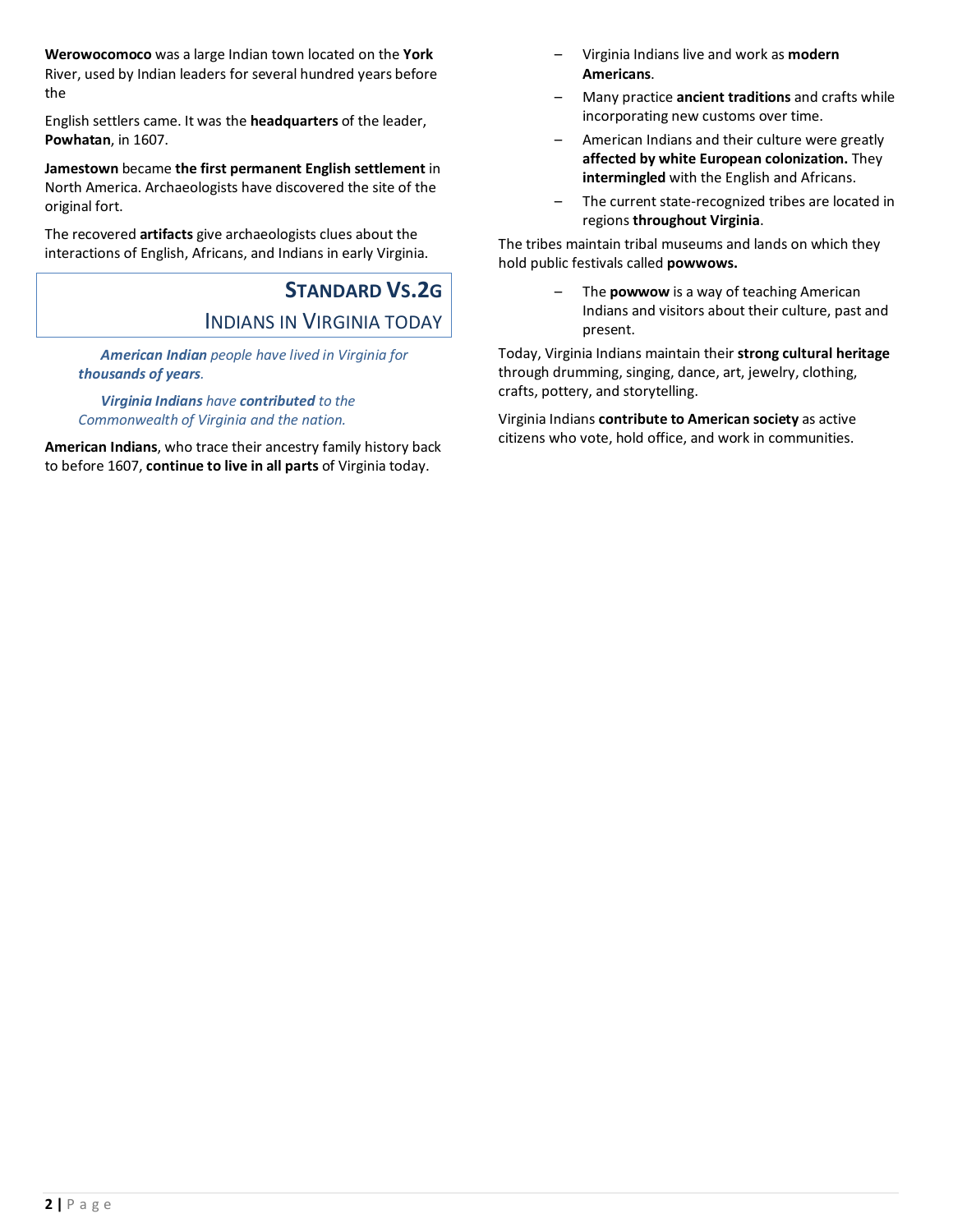**Werowocomoco** was a large Indian town located on the **York** River, used by Indian leaders for several hundred years before the

English settlers came. It was the **headquarters** of the leader, **Powhatan**, in 1607.

**Jamestown** became **the first permanent English settlement** in North America. Archaeologists have discovered the site of the original fort.

The recovered **artifacts** give archaeologists clues about the interactions of English, Africans, and Indians in early Virginia.

## STANDARD VS.2G
### INDIANS IN VIRGINIA TODAY

*__American Indian__ people have lived in Virginia for __thousands of years__.*

*__Virginia Indians__ have __contributed__ to the Commonwealth of Virginia and the nation.*

**American Indians**, who trace their ancestry family history back to before 1607, **continue to live in all parts** of Virginia today.

- Virginia Indians live and work as **modern Americans**.
- Many practice **ancient traditions** and crafts while incorporating new customs over time.
- American Indians and their culture were greatly **affected by white European colonization.** They **intermingled** with the English and Africans.
- The current state-recognized tribes are located in regions **throughout Virginia**.

The tribes maintain tribal museums and lands on which they hold public festivals called **powwows.**

- The **powwow** is a way of teaching American Indians and visitors about their culture, past and present.

Today, Virginia Indians maintain their **strong cultural heritage** through drumming, singing, dance, art, jewelry, clothing, crafts, pottery, and storytelling.

Virginia Indians **contribute to American society** as active citizens who vote, hold office, and work in communities.